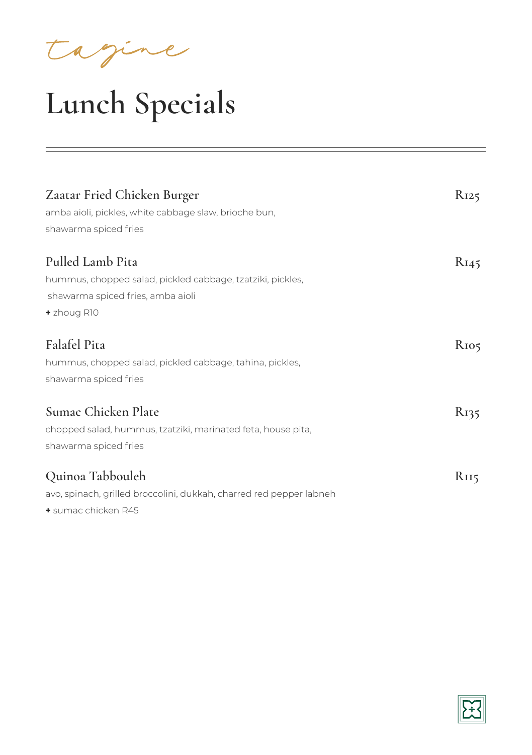tagine

# Lunch Specials

---

### Zaatar Fried Chicken Burger — R125

amba aioli, pickles, white cabbage slaw, brioche bun,
shawarma spiced fries

### Pulled Lamb Pita — R145

hummus, chopped salad, pickled cabbage, tzatziki, pickles,
shawarma spiced fries, amba aioli

**+** zhoug R10

### Falafel Pita — R105

hummus, chopped salad, pickled cabbage, tahina, pickles,
shawarma spiced fries

### Sumac Chicken Plate — R135

chopped salad, hummus, tzatziki, marinated feta, house pita,
shawarma spiced fries

### Quinoa Tabbouleh — R115

avo, spinach, grilled broccolini, dukkah, charred red pepper labneh

**+** sumac chicken R45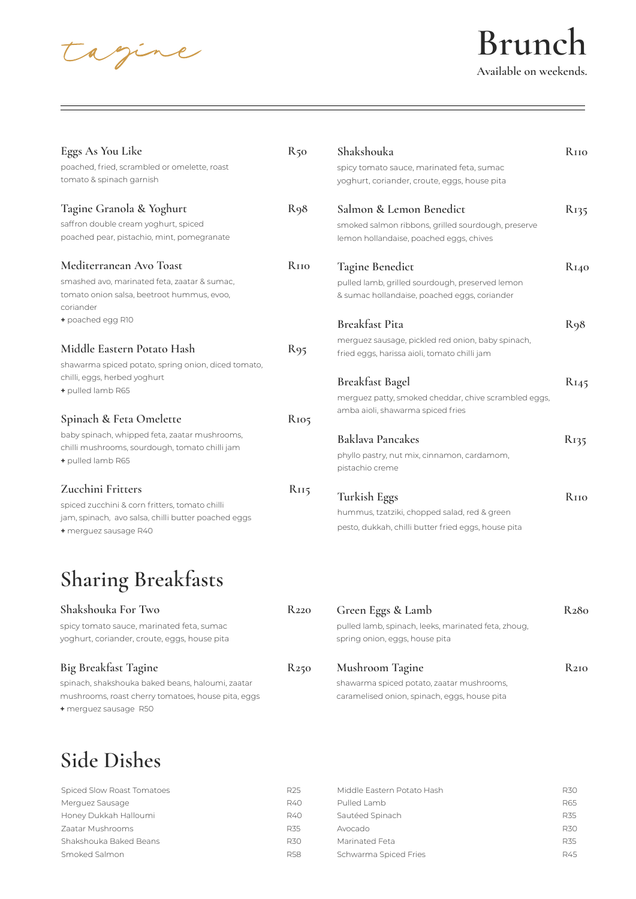*Tagine*

# Brunch

**Available on weekends.**

### Eggs As You Like — R50
poached, fried, scrambled or omelette, roast tomato & spinach garnish

### Tagine Granola & Yoghurt — R98
saffron double cream yoghurt, spiced poached pear, pistachio, mint, pomegranate

### Mediterranean Avo Toast — R110
smashed avo, marinated feta, zaatar & sumac, tomato onion salsa, beetroot hummus, evoo, coriander
+ poached egg R10

### Middle Eastern Potato Hash — R95
shawarma spiced potato, spring onion, diced tomato, chilli, eggs, herbed yoghurt
+ pulled lamb R65

### Spinach & Feta Omelette — R105
baby spinach, whipped feta, zaatar mushrooms, chilli mushrooms, sourdough, tomato chilli jam
+ pulled lamb R65

### Zucchini Fritters — R115
spiced zucchini & corn fritters, tomato chilli jam, spinach, avo salsa, chilli butter poached eggs
+ merguez sausage R40

### Shakshouka — R110
spicy tomato sauce, marinated feta, sumac yoghurt, coriander, croute, eggs, house pita

### Salmon & Lemon Benedict — R135
smoked salmon ribbons, grilled sourdough, preserve lemon hollandaise, poached eggs, chives

### Tagine Benedict — R140
pulled lamb, grilled sourdough, preserved lemon & sumac hollandaise, poached eggs, coriander

### Breakfast Pita — R98
merguez sausage, pickled red onion, baby spinach, fried eggs, harissa aioli, tomato chilli jam

### Breakfast Bagel — R145
merguez patty, smoked cheddar, chive scrambled eggs, amba aioli, shawarma spiced fries

### Baklava Pancakes — R135
phyllo pastry, nut mix, cinnamon, cardamom, pistachio creme

### Turkish Eggs — R110
hummus, tzatziki, chopped salad, red & green pesto, dukkah, chilli butter fried eggs, house pita

## Sharing Breakfasts

### Shakshouka For Two — R220
spicy tomato sauce, marinated feta, sumac yoghurt, coriander, croute, eggs, house pita

### Big Breakfast Tagine — R250
spinach, shakshouka baked beans, haloumi, zaatar mushrooms, roast cherry tomatoes, house pita, eggs
+ merguez sausage R50

### Green Eggs & Lamb — R280
pulled lamb, spinach, leeks, marinated feta, zhoug, spring onion, eggs, house pita

### Mushroom Tagine — R210
shawarma spiced potato, zaatar mushrooms, caramelised onion, spinach, eggs, house pita

## Side Dishes

| Item | Price |
|---|---|
| Spiced Slow Roast Tomatoes | R25 |
| Merguez Sausage | R40 |
| Honey Dukkah Halloumi | R40 |
| Zaatar Mushrooms | R35 |
| Shakshouka Baked Beans | R30 |
| Smoked Salmon | R58 |
| Middle Eastern Potato Hash | R30 |
| Pulled Lamb | R65 |
| Sautéed Spinach | R35 |
| Avocado | R30 |
| Marinated Feta | R35 |
| Schwarma Spiced Fries | R45 |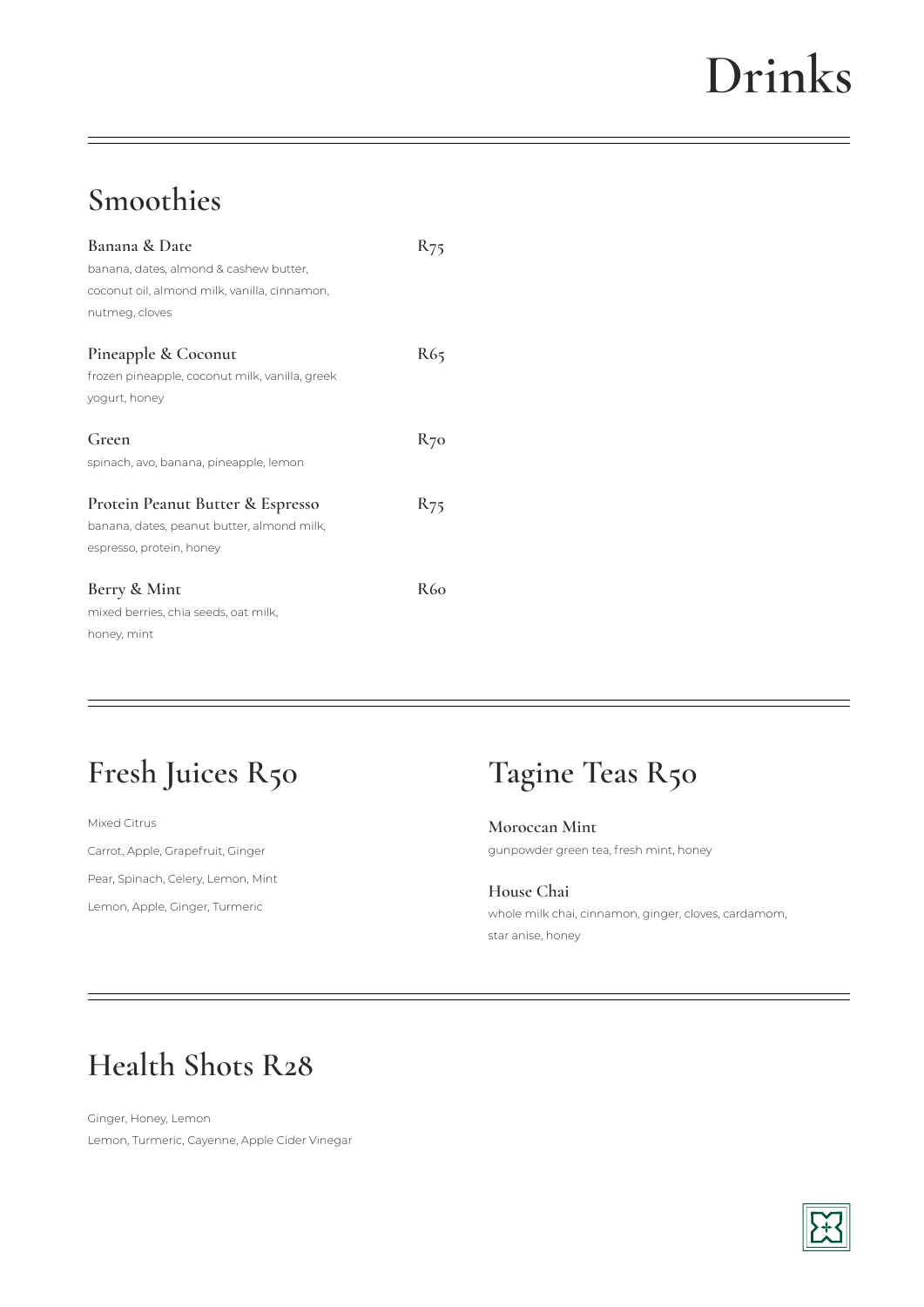# Drinks

## Smoothies

**Banana & Date** R75
banana, dates, almond & cashew butter, coconut oil, almond milk, vanilla, cinnamon, nutmeg, cloves

**Pineapple & Coconut** R65
frozen pineapple, coconut milk, vanilla, greek yogurt, honey

**Green** R70
spinach, avo, banana, pineapple, lemon

**Protein Peanut Butter & Espresso** R75
banana, dates, peanut butter, almond milk, espresso, protein, honey

**Berry & Mint** R60
mixed berries, chia seeds, oat milk, honey, mint

## Fresh Juices R50

Mixed Citrus

Carrot, Apple, Grapefruit, Ginger

Pear, Spinach, Celery, Lemon, Mint

Lemon, Apple, Ginger, Turmeric

## Tagine Teas R50

**Moroccan Mint**
gunpowder green tea, fresh mint, honey

**House Chai**
whole milk chai, cinnamon, ginger, cloves, cardamom, star anise, honey

## Health Shots R28

Ginger, Honey, Lemon
Lemon, Turmeric, Cayenne, Apple Cider Vinegar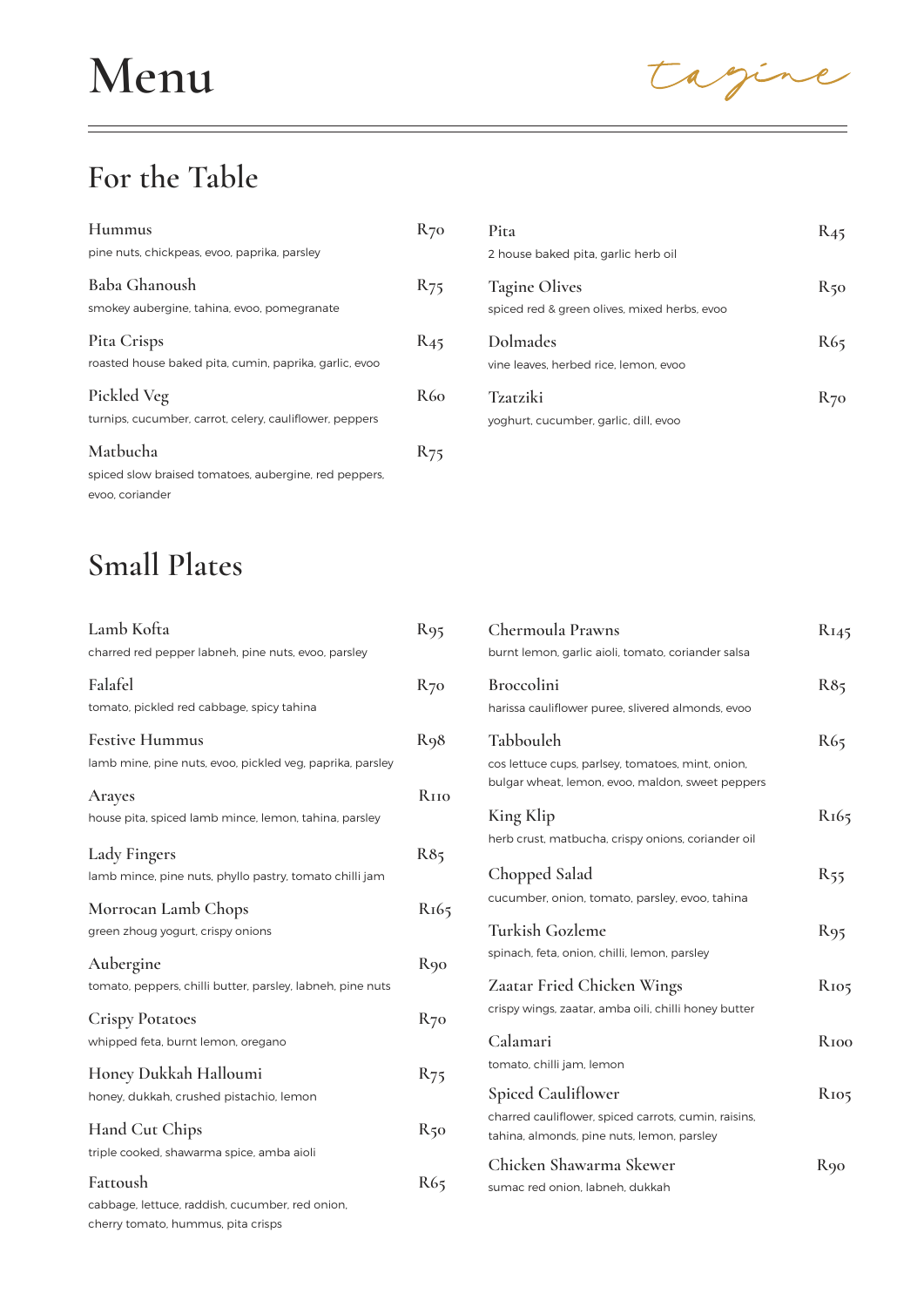# Menu

*tagine*

## For the Table

**Hummus** — R70
pine nuts, chickpeas, evoo, paprika, parsley

**Baba Ghanoush** — R75
smokey aubergine, tahina, evoo, pomegranate

**Pita Crisps** — R45
roasted house baked pita, cumin, paprika, garlic, evoo

**Pickled Veg** — R60
turnips, cucumber, carrot, celery, cauliflower, peppers

**Matbucha** — R75
spiced slow braised tomatoes, aubergine, red peppers, evoo, coriander

**Pita** — R45
2 house baked pita, garlic herb oil

**Tagine Olives** — R50
spiced red & green olives, mixed herbs, evoo

**Dolmades** — R65
vine leaves, herbed rice, lemon, evoo

**Tzatziki** — R70
yoghurt, cucumber, garlic, dill, evoo

## Small Plates

**Lamb Kofta** — R95
charred red pepper labneh, pine nuts, evoo, parsley

**Falafel** — R70
tomato, pickled red cabbage, spicy tahina

**Festive Hummus** — R98
lamb mine, pine nuts, evoo, pickled veg, paprika, parsley

**Arayes** — R110
house pita, spiced lamb mince, lemon, tahina, parsley

**Lady Fingers** — R85
lamb mince, pine nuts, phyllo pastry, tomato chilli jam

**Morrocan Lamb Chops** — R165
green zhoug yogurt, crispy onions

**Aubergine** — R90
tomato, peppers, chilli butter, parsley, labneh, pine nuts

**Crispy Potatoes** — R70
whipped feta, burnt lemon, oregano

**Honey Dukkah Halloumi** — R75
honey, dukkah, crushed pistachio, lemon

**Hand Cut Chips** — R50
triple cooked, shawarma spice, amba aioli

**Fattoush** — R65
cabbage, lettuce, raddish, cucumber, red onion, cherry tomato, hummus, pita crisps

**Chermoula Prawns** — R145
burnt lemon, garlic aioli, tomato, coriander salsa

**Broccolini** — R85
harissa cauliflower puree, slivered almonds, evoo

**Tabbouleh** — R65
cos lettuce cups, parlsey, tomatoes, mint, onion, bulgar wheat, lemon, evoo, maldon, sweet peppers

**King Klip** — R165
herb crust, matbucha, crispy onions, coriander oil

**Chopped Salad** — R55
cucumber, onion, tomato, parsley, evoo, tahina

**Turkish Gozleme** — R95
spinach, feta, onion, chilli, lemon, parsley

**Zaatar Fried Chicken Wings** — R105
crispy wings, zaatar, amba oili, chilli honey butter

**Calamari** — R100
tomato, chilli jam, lemon

**Spiced Cauliflower** — R105
charred cauliflower, spiced carrots, cumin, raisins, tahina, almonds, pine nuts, lemon, parsley

**Chicken Shawarma Skewer** — R90
sumac red onion, labneh, dukkah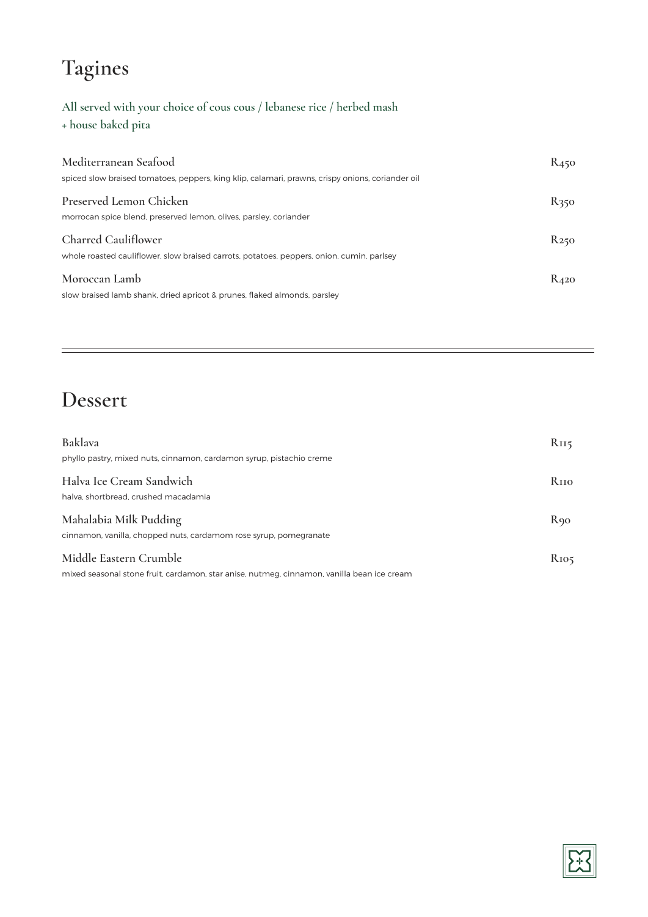# Tagines

All served with your choice of cous cous / lebanese rice / herbed mash
+ house baked pita

**Mediterranean Seafood** — R450
spiced slow braised tomatoes, peppers, king klip, calamari, prawns, crispy onions, coriander oil

**Preserved Lemon Chicken** — R350
morrocan spice blend, preserved lemon, olives, parsley, coriander

**Charred Cauliflower** — R250
whole roasted cauliflower, slow braised carrots, potatoes, peppers, onion, cumin, parlsey

**Moroccan Lamb** — R420
slow braised lamb shank, dried apricot & prunes, flaked almonds, parsley

---

# Dessert

**Baklava** — R115
phyllo pastry, mixed nuts, cinnamon, cardamon syrup, pistachio creme

**Halva Ice Cream Sandwich** — R110
halva, shortbread, crushed macadamia

**Mahalabia Milk Pudding** — R90
cinnamon, vanilla, chopped nuts, cardamom rose syrup, pomegranate

**Middle Eastern Crumble** — R105
mixed seasonal stone fruit, cardamon, star anise, nutmeg, cinnamon, vanilla bean ice cream